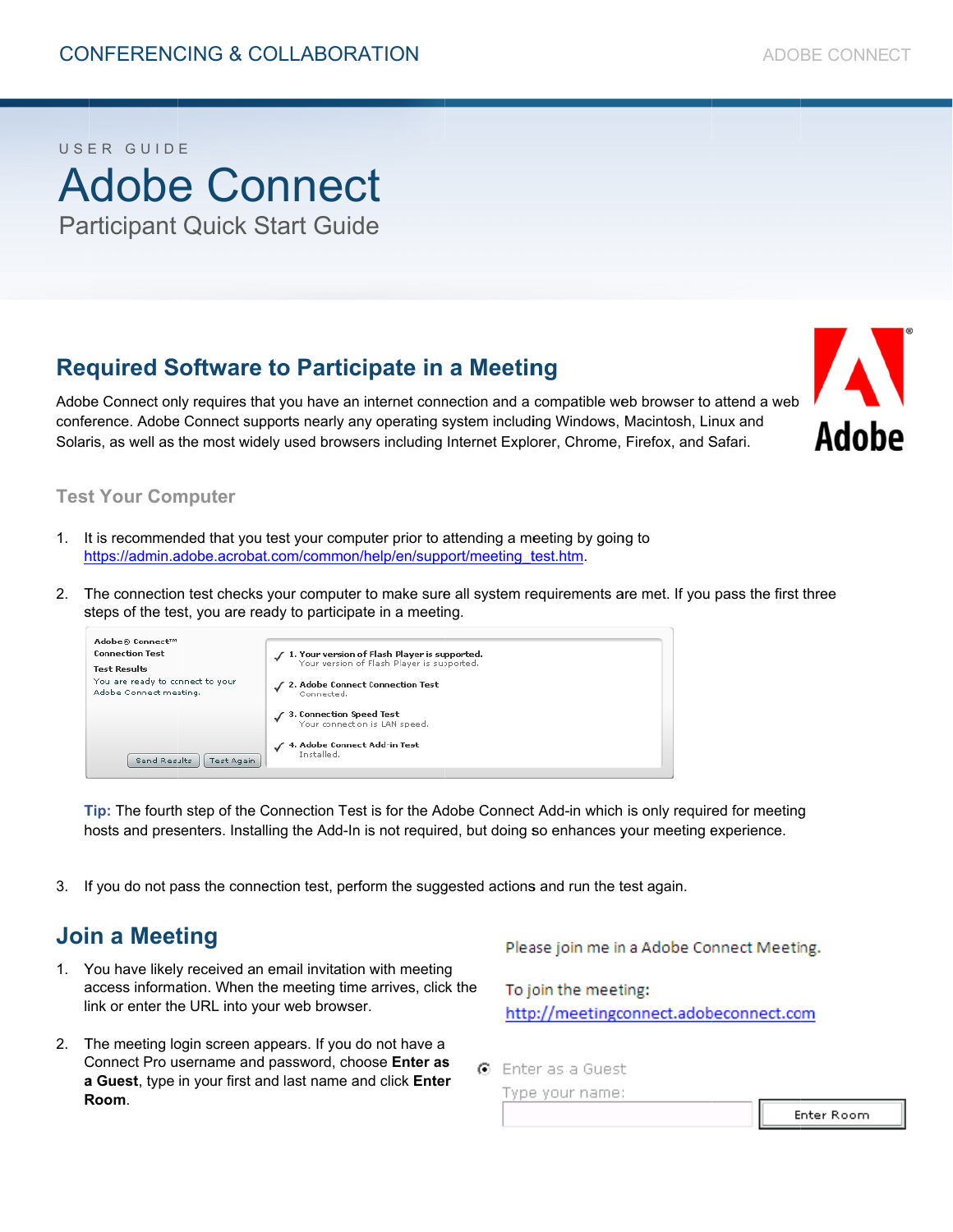CONFERENCING & COLLABORATION

ADOBE CONNECT

USER GUIDE

# Adobe Connect

Participant Quick Start Guide

## Required Software to Participate in a Meeting

Adobe Connect only requires that you have an internet connection and a compatible web browser to attend a web conference. Adobe Connect supports nearly any operating system including Windows, Macintosh, Linux and Solaris, as well as the most widely used browsers including Internet Explorer, Chrome, Firefox, and Safari.

### Test Your Computer

1. It is recommended that you test your computer prior to attending a meeting by going to https://admin.adobe.acrobat.com/common/help/en/support/meeting_test.htm.

2. The connection test checks your computer to make sure all system requirements are met. If you pass the first three steps of the test, you are ready to participate in a meeting.

   Adobe® Connect™
   Connection Test
   Test Results
   You are ready to connect to your Adobe Connect meeting.

   ✓ 1. Your version of Flash Player is supported.
   Your version of Flash Player is supported.

   ✓ 2. Adobe Connect Connection Test
   Connected.

   ✓ 3. Connection Speed Test
   Your connection is LAN speed.

   ✓ 4. Adobe Connect Add-in Test
   Installed.

   Send Results | Test Again

   **Tip:** The fourth step of the Connection Test is for the Adobe Connect Add-in which is only required for meeting hosts and presenters. Installing the Add-In is not required, but doing so enhances your meeting experience.

3. If you do not pass the connection test, perform the suggested actions and run the test again.

## Join a Meeting

1. You have likely received an email invitation with meeting access information. When the meeting time arrives, click the link or enter the URL into your web browser.

   Please join me in a Adobe Connect Meeting.

   To join the meeting:
   http://meetingconnect.adobeconnect.com

2. The meeting login screen appears. If you do not have a Connect Pro username and password, choose **Enter as a Guest**, type in your first and last name and click **Enter Room**.

   Enter as a Guest
   Type your name:
   Enter Room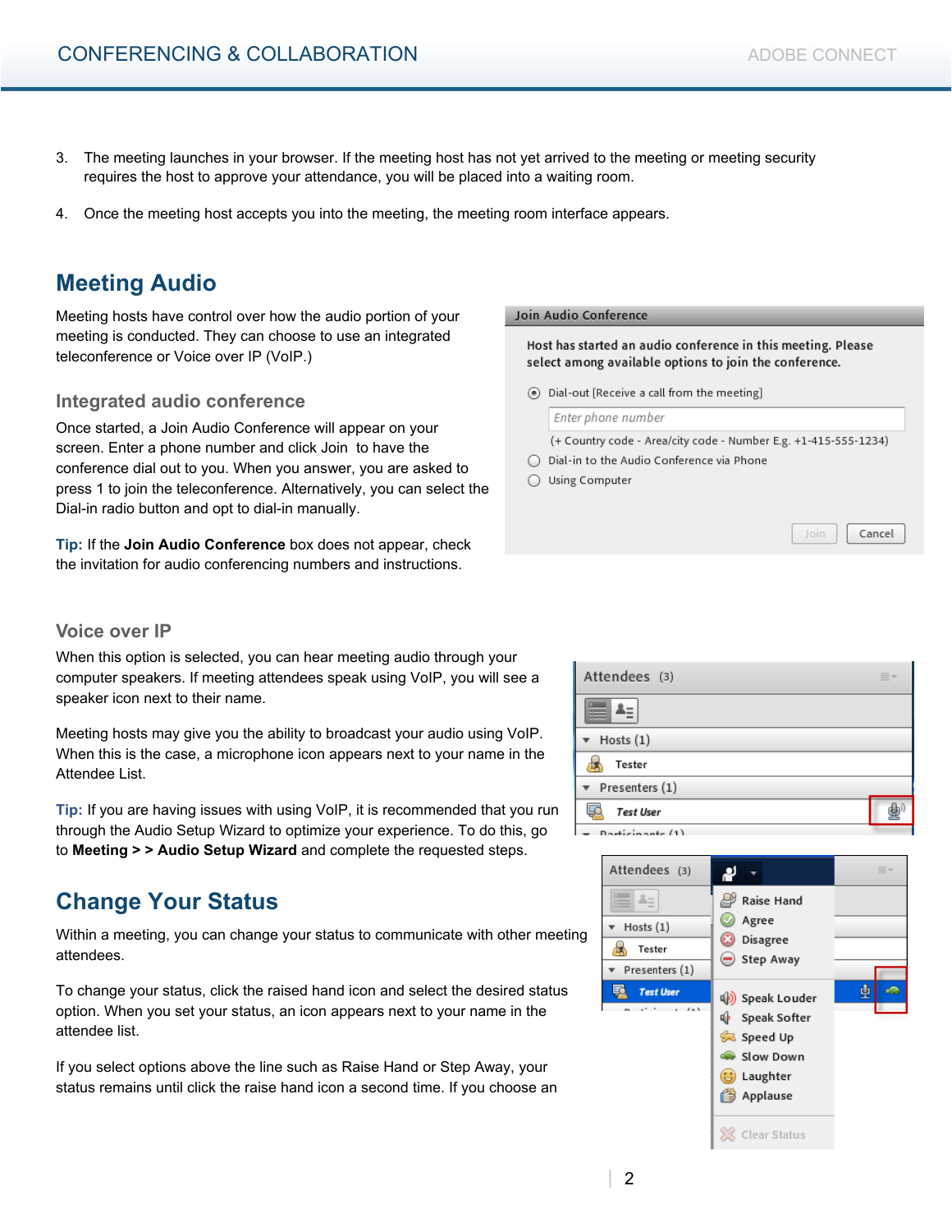3. The meeting launches in your browser. If the meeting host has not yet arrived to the meeting or meeting security requires the host to approve your attendance, you will be placed into a waiting room.

4. Once the meeting host accepts you into the meeting, the meeting room interface appears.

## Meeting Audio

Meeting hosts have control over how the audio portion of your meeting is conducted. They can choose to use an integrated teleconference or Voice over IP (VoIP.)

### Integrated audio conference

Once started, a Join Audio Conference will appear on your screen. Enter a phone number and click Join to have the conference dial out to you. When you answer, you are asked to press 1 to join the teleconference. Alternatively, you can select the Dial-in radio button and opt to dial-in manually.

**Tip:** If the **Join Audio Conference** box does not appear, check the invitation for audio conferencing numbers and instructions.

### Voice over IP

When this option is selected, you can hear meeting audio through your computer speakers. If meeting attendees speak using VoIP, you will see a speaker icon next to their name.

Meeting hosts may give you the ability to broadcast your audio using VoIP. When this is the case, a microphone icon appears next to your name in the Attendee List.

**Tip:** If you are having issues with using VoIP, it is recommended that you run through the Audio Setup Wizard to optimize your experience. To do this, go to **Meeting > > Audio Setup Wizard** and complete the requested steps.

## Change Your Status

Within a meeting, you can change your status to communicate with other meeting attendees.

To change your status, click the raised hand icon and select the desired status option. When you set your status, an icon appears next to your name in the attendee list.

If you select options above the line such as Raise Hand or Step Away, your status remains until click the raise hand icon a second time. If you choose an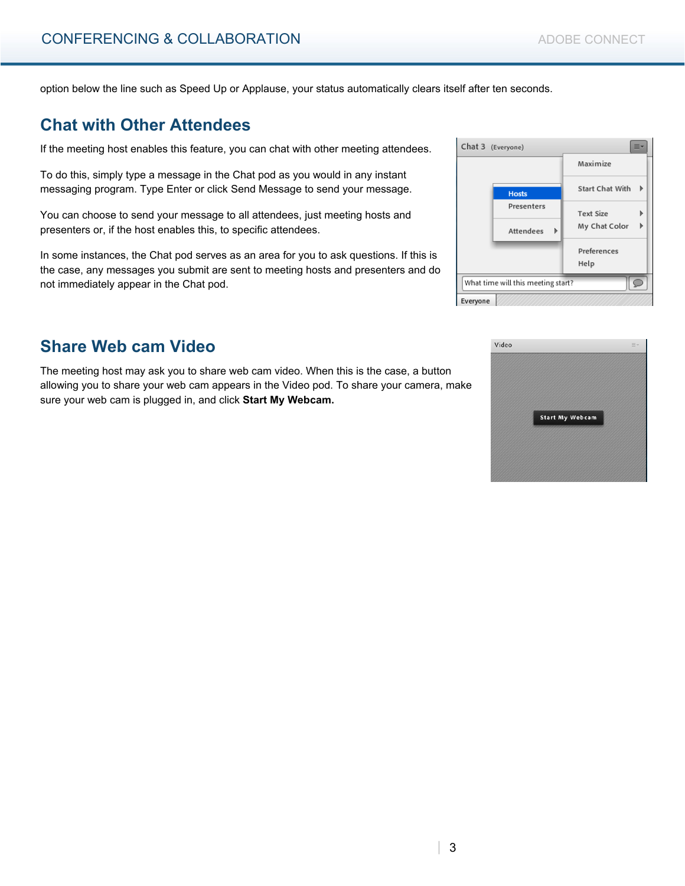option below the line such as Speed Up or Applause, your status automatically clears itself after ten seconds.

## Chat with Other Attendees

If the meeting host enables this feature, you can chat with other meeting attendees.

To do this, simply type a message in the Chat pod as you would in any instant messaging program. Type Enter or click Send Message to send your message.

You can choose to send your message to all attendees, just meeting hosts and presenters or, if the host enables this, to specific attendees.

In some instances, the Chat pod serves as an area for you to ask questions. If this is the case, any messages you submit are sent to meeting hosts and presenters and do not immediately appear in the Chat pod.

## Share Web cam Video

The meeting host may ask you to share web cam video. When this is the case, a button allowing you to share your web cam appears in the Video pod. To share your camera, make sure your web cam is plugged in, and click **Start My Webcam.**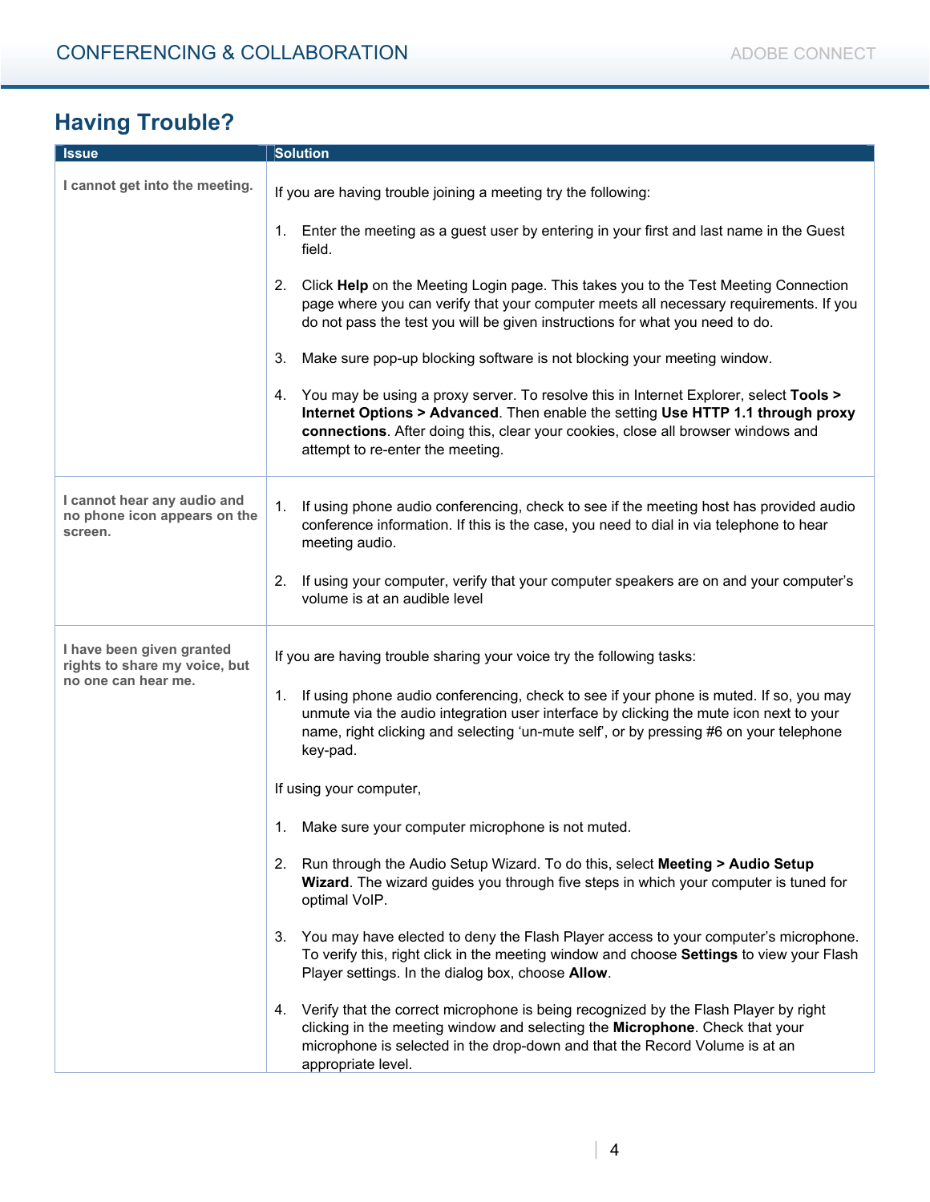## Having Trouble?

| Issue | Solution |
|---|---|
| **I cannot get into the meeting.** | If you are having trouble joining a meeting try the following:<br><br>1. Enter the meeting as a guest user by entering in your first and last name in the Guest field.<br><br>2. Click **Help** on the Meeting Login page. This takes you to the Test Meeting Connection page where you can verify that your computer meets all necessary requirements. If you do not pass the test you will be given instructions for what you need to do.<br><br>3. Make sure pop-up blocking software is not blocking your meeting window.<br><br>4. You may be using a proxy server. To resolve this in Internet Explorer, select **Tools > Internet Options > Advanced**. Then enable the setting **Use HTTP 1.1 through proxy connections**. After doing this, clear your cookies, close all browser windows and attempt to re-enter the meeting. |
| **I cannot hear any audio and no phone icon appears on the screen.** | 1. If using phone audio conferencing, check to see if the meeting host has provided audio conference information. If this is the case, you need to dial in via telephone to hear meeting audio.<br><br>2. If using your computer, verify that your computer speakers are on and your computer's volume is at an audible level |
| **I have been given granted rights to share my voice, but no one can hear me.** | If you are having trouble sharing your voice try the following tasks:<br><br>1. If using phone audio conferencing, check to see if your phone is muted. If so, you may unmute via the audio integration user interface by clicking the mute icon next to your name, right clicking and selecting 'un-mute self', or by pressing #6 on your telephone key-pad.<br><br>If using your computer,<br><br>1. Make sure your computer microphone is not muted.<br><br>2. Run through the Audio Setup Wizard. To do this, select **Meeting > Audio Setup Wizard**. The wizard guides you through five steps in which your computer is tuned for optimal VoIP.<br><br>3. You may have elected to deny the Flash Player access to your computer's microphone. To verify this, right click in the meeting window and choose **Settings** to view your Flash Player settings. In the dialog box, choose **Allow**.<br><br>4. Verify that the correct microphone is being recognized by the Flash Player by right clicking in the meeting window and selecting the **Microphone**. Check that your microphone is selected in the drop-down and that the Record Volume is at an appropriate level. |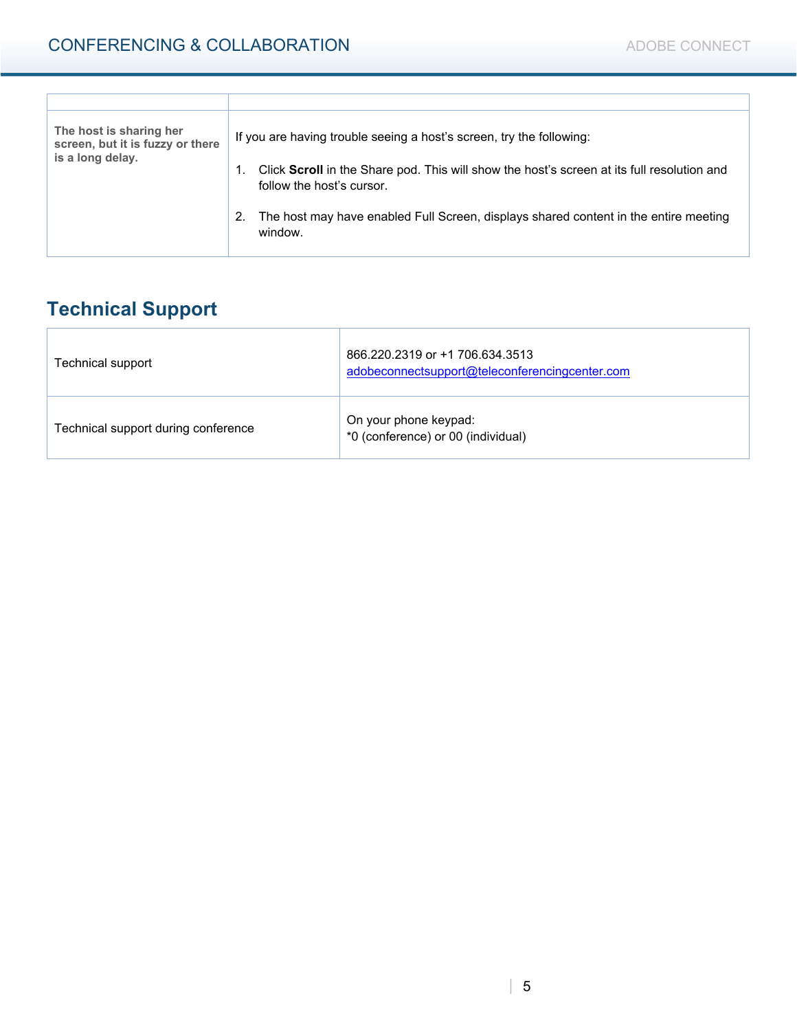| | |
|---|---|
| **The host is sharing her screen, but it is fuzzy or there is a long delay.** | If you are having trouble seeing a host's screen, try the following:<br><br>1. Click **Scroll** in the Share pod. This will show the host's screen at its full resolution and follow the host's cursor.<br><br>2. The host may have enabled Full Screen, displays shared content in the entire meeting window. |

## Technical Support

| | |
|---|---|
| Technical support | 866.220.2319 or +1 706.634.3513<br>adobeconnectsupport@teleconferencingcenter.com |
| Technical support during conference | On your phone keypad:<br>*0 (conference) or 00 (individual) |